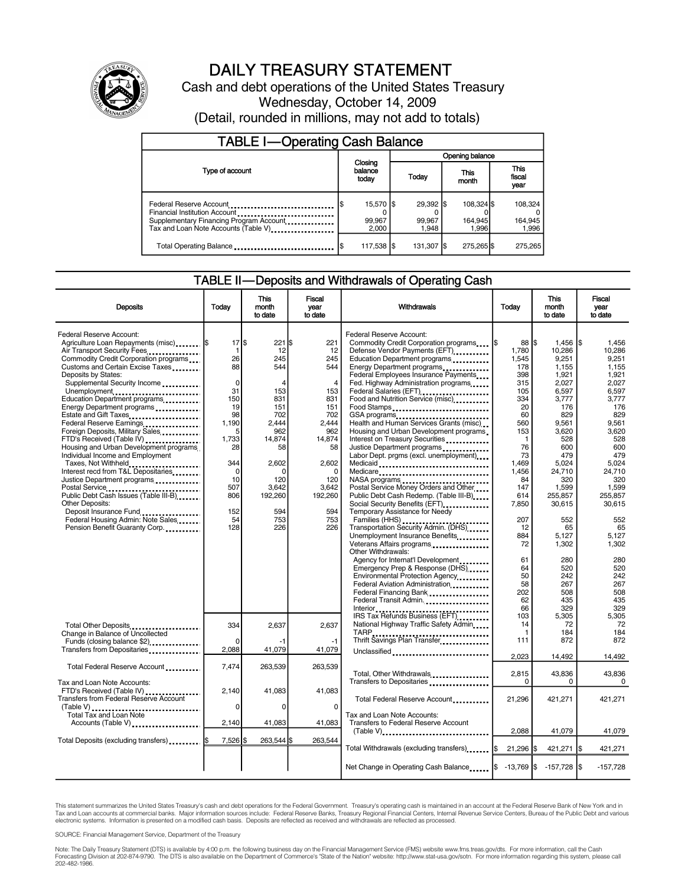# DAILY TREASURY STATEMENT

Cash and debt operations of the United States Treasury

Wednesday, October 14, 2009

(Detail, rounded in millions, may not add to totals)

## TABLE I—Operating Cash Balance

| Type of account | Closing balance today | Opening balance Today | Opening balance This month | Opening balance This fiscal year |
|---|---|---|---|---|
| Federal Reserve Account | $ 15,570 | $ 29,392 | $ 108,324 | $ 108,324 |
| Financial Institution Account | 0 | 0 | 0 | 0 |
| Supplementary Financing Program Account | 99,967 | 99,967 | 164,945 | 164,945 |
| Tax and Loan Note Accounts (Table V) | 2,000 | 1,948 | 1,996 | 1,996 |
| Total Operating Balance | $ 117,538 | $ 131,307 | $ 275,265 | $ 275,265 |

## TABLE II—Deposits and Withdrawals of Operating Cash

| Deposits | Today | This month to date | Fiscal year to date |
|---|---|---|---|
| Federal Reserve Account: | | | |
| Agriculture Loan Repayments (misc) | $ 17 | $ 221 | $ 221 |
| Air Transport Security Fees | 1 | 12 | 12 |
| Commodity Credit Corporation programs | 26 | 245 | 245 |
| Customs and Certain Excise Taxes | 88 | 544 | 544 |
| Deposits by States: | | | |
| Supplemental Security Income | 0 | 4 | 4 |
| Unemployment | 31 | 153 | 153 |
| Education Department programs | 150 | 831 | 831 |
| Energy Department programs | 19 | 151 | 151 |
| Estate and Gift Taxes | 98 | 702 | 702 |
| Federal Reserve Earnings | 1,190 | 2,444 | 2,444 |
| Foreign Deposits, Military Sales | 5 | 962 | 962 |
| FTD's Received (Table IV) | 1,733 | 14,874 | 14,874 |
| Housing and Urban Development programs | 28 | 58 | 58 |
| Individual Income and Employment Taxes, Not Withheld | 344 | 2,602 | 2,602 |
| Interest recd from T&L Depositaries | 0 | 0 | 0 |
| Justice Department programs | 10 | 120 | 120 |
| Postal Service | 507 | 3,642 | 3,642 |
| Public Debt Cash Issues (Table III-B) | 806 | 192,260 | 192,260 |
| Other Deposits: | | | |
| Deposit Insurance Fund | 152 | 594 | 594 |
| Federal Housing Admin: Note Sales | 54 | 753 | 753 |
| Pension Benefit Guaranty Corp. | 128 | 226 | 226 |
| Total Other Deposits | 334 | 2,637 | 2,637 |
| Change in Balance of Uncollected Funds (closing balance $2) | 0 | -1 | -1 |
| Transfers from Depositaries | 2,088 | 41,079 | 41,079 |
| Total Federal Reserve Account | 7,474 | 263,539 | 263,539 |
| Tax and Loan Note Accounts: | | | |
| FTD's Received (Table IV) | 2,140 | 41,083 | 41,083 |
| Transfers from Federal Reserve Account (Table V) | 0 | 0 | 0 |
| Total Tax and Loan Note Accounts (Table V) | 2,140 | 41,083 | 41,083 |
| Total Deposits (excluding transfers) | $ 7,526 | $ 263,544 | $ 263,544 |

| Withdrawals | Today | This month to date | Fiscal year to date |
|---|---|---|---|
| Federal Reserve Account: | | | |
| Commodity Credit Corporation programs | $ 88 | $ 1,456 | $ 1,456 |
| Defense Vendor Payments (EFT) | 1,780 | 10,286 | 10,286 |
| Education Department programs | 1,545 | 9,251 | 9,251 |
| Energy Department programs | 178 | 1,155 | 1,155 |
| Federal Employees Insurance Payments | 398 | 1,921 | 1,921 |
| Fed. Highway Administration programs | 315 | 2,027 | 2,027 |
| Federal Salaries (EFT) | 105 | 6,597 | 6,597 |
| Food and Nutrition Service (misc) | 334 | 3,777 | 3,777 |
| Food Stamps | 20 | 176 | 176 |
| GSA programs | 60 | 829 | 829 |
| Health and Human Services Grants (misc) | 560 | 9,561 | 9,561 |
| Housing and Urban Development programs | 153 | 3,620 | 3,620 |
| Interest on Treasury Securities | 1 | 528 | 528 |
| Justice Department programs | 76 | 600 | 600 |
| Labor Dept. prgms (excl. unemployment) | 73 | 479 | 479 |
| Medicaid | 1,469 | 5,024 | 5,024 |
| Medicare | 1,456 | 24,710 | 24,710 |
| NASA programs | 84 | 320 | 320 |
| Postal Service Money Orders and Other | 147 | 1,599 | 1,599 |
| Public Debt Cash Redemp. (Table III-B) | 614 | 255,857 | 255,857 |
| Social Security Benefits (EFT) | 7,850 | 30,615 | 30,615 |
| Temporary Assistance for Needy Families (HHS) | 207 | 552 | 552 |
| Transportation Security Admin. (DHS) | 12 | 65 | 65 |
| Unemployment Insurance Benefits | 884 | 5,127 | 5,127 |
| Veterans Affairs programs | 72 | 1,302 | 1,302 |
| Other Withdrawals: | | | |
| Agency for Internat'l Development | 61 | 280 | 280 |
| Emergency Prep & Response (DHS) | 64 | 520 | 520 |
| Environmental Protection Agency | 50 | 242 | 242 |
| Federal Aviation Administration | 58 | 267 | 267 |
| Federal Financing Bank | 202 | 508 | 508 |
| Federal Transit Admin. | 62 | 435 | 435 |
| Interior | 66 | 329 | 329 |
| IRS Tax Refunds Business (EFT) | 103 | 5,305 | 5,305 |
| National Highway Traffic Safety Admin | 14 | 72 | 72 |
| TARP | 1 | 184 | 184 |
| Thrift Savings Plan Transfer | 111 | 872 | 872 |
| Unclassified | 2,023 | 14,492 | 14,492 |
| Total, Other Withdrawals | 2,815 | 43,836 | 43,836 |
| Transfers to Depositaries | 0 | 0 | 0 |
| Total Federal Reserve Account | 21,296 | 421,271 | 421,271 |
| Tax and Loan Note Accounts: | | | |
| Transfers to Federal Reserve Account (Table V) | 2,088 | 41,079 | 41,079 |
| Total Withdrawals (excluding transfers) | $ 21,296 | $ 421,271 | $ 421,271 |
| Net Change in Operating Cash Balance | $ -13,769 | $ -157,728 | $ -157,728 |

This statement summarizes the United States Treasury's cash and debt operations for the Federal Government. Treasury's operating cash is maintained in an account at the Federal Reserve Bank of New York and in Tax and Loan accounts at commercial banks. Major information sources include: Federal Reserve Banks, Treasury Regional Financial Centers, Internal Revenue Service Centers, Bureau of the Public Debt and various electronic systems. Information is presented on a modified cash basis. Deposits are reflected as received and withdrawals are reflected as processed.

SOURCE: Financial Management Service, Department of the Treasury

Note: The Daily Treasury Statement (DTS) is available by 4:00 p.m. the following business day on the Financial Management Service (FMS) website www.fms.treas.gov/dts. For more information, call the Cash Forecasting Division at 202-874-9790. The DTS is also available on the Department of Commerce's "State of the Nation" website: http://www.stat-usa.gov/sotn. For more information regarding this system, please call 202-482-1986.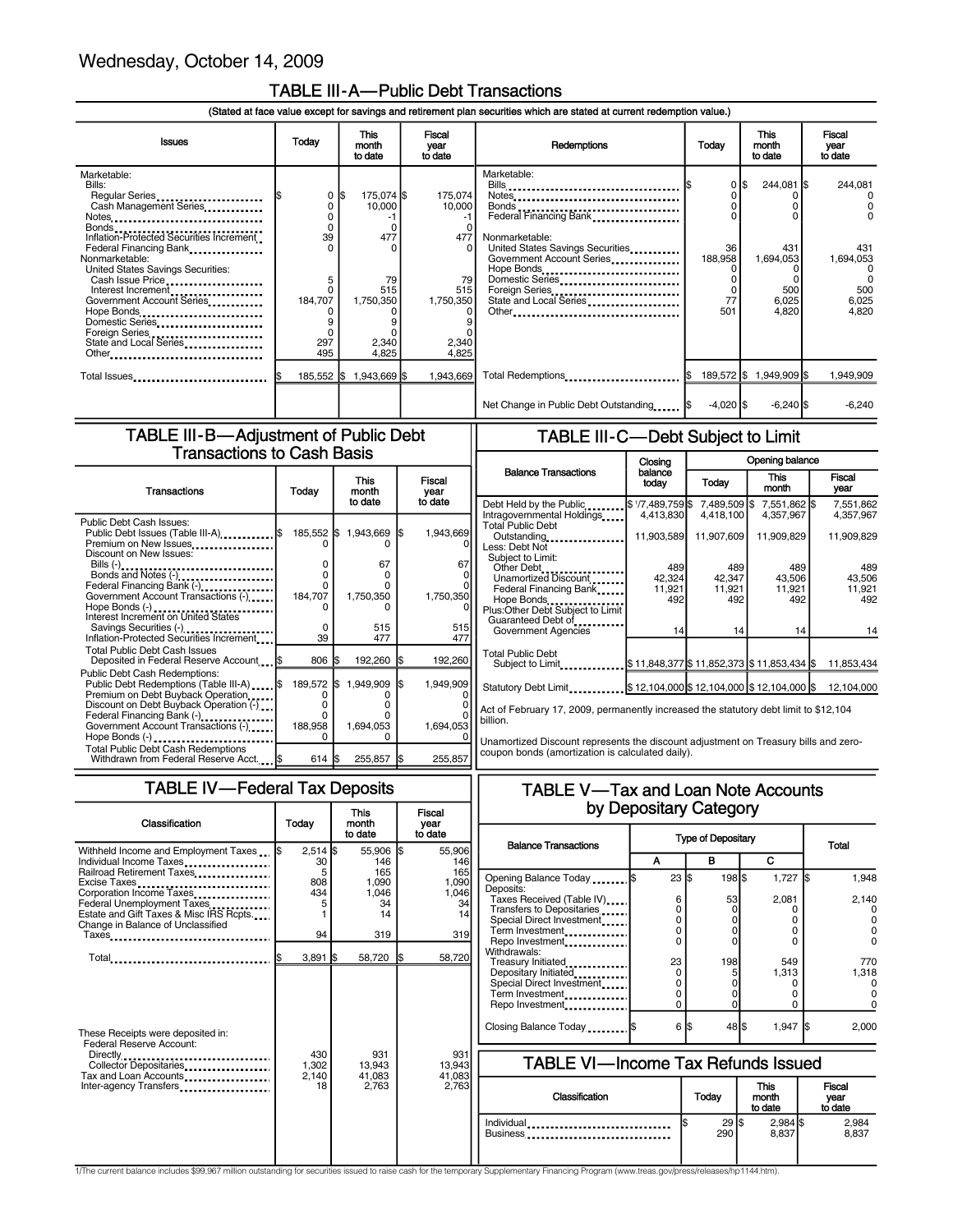Wednesday, October 14, 2009

## TABLE III-A—Public Debt Transactions

(Stated at face value except for savings and retirement plan securities which are stated at current redemption value.)

| Issues | Today | This month to date | Fiscal year to date |
|---|---|---|---|
| Marketable: | | | |
| Bills: | | | |
| Regular Series | $ 0 | $ 175,074 | $ 175,074 |
| Cash Management Series | 0 | 10,000 | 10,000 |
| Notes | 0 | -1 | -1 |
| Bonds | 0 | 0 | 0 |
| Inflation-Protected Securities Increment | 39 | 477 | 477 |
| Federal Financing Bank | 0 | 0 | 0 |
| Nonmarketable: | | | |
| United States Savings Securities: | | | |
| Cash Issue Price | 5 | 79 | 79 |
| Interest Increment | 0 | 515 | 515 |
| Government Account Series | 184,707 | 1,750,350 | 1,750,350 |
| Hope Bonds | 0 | 0 | 0 |
| Domestic Series | 9 | 9 | 9 |
| Foreign Series | 0 | 0 | 0 |
| State and Local Series | 297 | 2,340 | 2,340 |
| Other | 495 | 4,825 | 4,825 |
| Total Issues | $ 185,552 | $ 1,943,669 | $ 1,943,669 |

| Redemptions | Today | This month to date | Fiscal year to date |
|---|---|---|---|
| Marketable: | | | |
| Bills | $ 0 | $ 244,081 | $ 244,081 |
| Notes | 0 | 0 | 0 |
| Bonds | 0 | 0 | 0 |
| Federal Financing Bank | 0 | 0 | 0 |
| Nonmarketable: | | | |
| United States Savings Securities | 36 | 431 | 431 |
| Government Account Series | 188,958 | 1,694,053 | 1,694,053 |
| Hope Bonds | 0 | 0 | 0 |
| Domestic Series | 0 | 0 | 0 |
| Foreign Series | 0 | 500 | 500 |
| State and Local Series | 77 | 6,025 | 6,025 |
| Other | 501 | 4,820 | 4,820 |
| Total Redemptions | $ 189,572 | $ 1,949,909 | $ 1,949,909 |
| Net Change in Public Debt Outstanding | $ -4,020 | $ -6,240 | $ -6,240 |

## TABLE III-B—Adjustment of Public Debt Transactions to Cash Basis

| Transactions | Today | This month to date | Fiscal year to date |
|---|---|---|---|
| Public Debt Cash Issues: | | | |
| Public Debt Issues (Table III-A) | $ 185,552 | $ 1,943,669 | $ 1,943,669 |
| Premium on New Issues | 0 | 0 | 0 |
| Discount on New Issues: | | | |
| Bills (-) | 0 | 67 | 67 |
| Bonds and Notes (-) | 0 | 0 | 0 |
| Federal Financing Bank (-) | 0 | 0 | 0 |
| Government Account Transactions (-) | 184,707 | 1,750,350 | 1,750,350 |
| Hope Bonds (-) | 0 | 0 | 0 |
| Interest Increment on United States Savings Securities (-) | 0 | 515 | 515 |
| Inflation-Protected Securities Increment | 39 | 477 | 477 |
| Total Public Debt Cash Issues Deposited in Federal Reserve Account | $ 806 | $ 192,260 | $ 192,260 |
| Public Debt Cash Redemptions: | | | |
| Public Debt Redemptions (Table III-A) | $ 189,572 | $ 1,949,909 | $ 1,949,909 |
| Premium on Debt Buyback Operation | 0 | 0 | 0 |
| Discount on Debt Buyback Operation (-) | 0 | 0 | 0 |
| Federal Financing Bank (-) | 0 | 0 | 0 |
| Government Account Transactions (-) | 188,958 | 1,694,053 | 1,694,053 |
| Hope Bonds (-) | 0 | 0 | 0 |
| Total Public Debt Cash Redemptions Withdrawn from Federal Reserve Acct. | $ 614 | $ 255,857 | $ 255,857 |

## TABLE III-C—Debt Subject to Limit

| Balance Transactions | Closing balance today | Opening balance Today | Opening balance This month | Opening balance Fiscal year |
|---|---|---|---|---|
| Debt Held by the Public | $ [1]7,489,759 | $ 7,489,509 | $ 7,551,862 | $ 7,551,862 |
| Intragovernmental Holdings | 4,413,830 | 4,418,100 | 4,357,967 | 4,357,967 |
| Total Public Debt Outstanding | 11,903,589 | 11,907,609 | 11,909,829 | 11,909,829 |
| Less: Debt Not Subject to Limit: | | | | |
| Other Debt | 489 | 489 | 489 | 489 |
| Unamortized Discount | 42,324 | 42,347 | 43,506 | 43,506 |
| Federal Financing Bank | 11,921 | 11,921 | 11,921 | 11,921 |
| Hope Bonds | 492 | 492 | 492 | 492 |
| Plus:Other Debt Subject to Limit | | | | |
| Guaranteed Debt of Government Agencies | 14 | 14 | 14 | 14 |
| Total Public Debt Subject to Limit | $ 11,848,377 | $ 11,852,373 | $ 11,853,434 | $ 11,853,434 |
| Statutory Debt Limit | $ 12,104,000 | $ 12,104,000 | $ 12,104,000 | $ 12,104,000 |

Act of February 17, 2009, permanently increased the statutory debt limit to $12,104 billion.

Unamortized Discount represents the discount adjustment on Treasury bills and zero-coupon bonds (amortization is calculated daily).

## TABLE IV—Federal Tax Deposits

| Classification | Today | This month to date | Fiscal year to date |
|---|---|---|---|
| Withheld Income and Employment Taxes | $ 2,514 | $ 55,906 | $ 55,906 |
| Individual Income Taxes | 30 | 146 | 146 |
| Railroad Retirement Taxes | 5 | 165 | 165 |
| Excise Taxes | 808 | 1,090 | 1,090 |
| Corporation Income Taxes | 434 | 1,046 | 1,046 |
| Federal Unemployment Taxes | 5 | 34 | 34 |
| Estate and Gift Taxes & Misc IRS Rcpts. | 1 | 14 | 14 |
| Change in Balance of Unclassified Taxes | 94 | 319 | 319 |
| Total | $ 3,891 | $ 58,720 | $ 58,720 |
| These Receipts were deposited in: | | | |
| Federal Reserve Account: | | | |
| Directly | 430 | 931 | 931 |
| Collector Depositaries | 1,302 | 13,943 | 13,943 |
| Tax and Loan Accounts | 2,140 | 41,083 | 41,083 |
| Inter-agency Transfers | 18 | 2,763 | 2,763 |

## TABLE V—Tax and Loan Note Accounts by Depositary Category

| Balance Transactions | Type of Depositary A | B | C | Total |
|---|---|---|---|---|
| Opening Balance Today | $ 23 | $ 198 | $ 1,727 | $ 1,948 |
| Deposits: | | | | |
| Taxes Received (Table IV) | 6 | 53 | 2,081 | 2,140 |
| Transfers to Depositaries | 0 | 0 | 0 | 0 |
| Special Direct Investment | 0 | 0 | 0 | 0 |
| Term Investment | 0 | 0 | 0 | 0 |
| Repo Investment | 0 | 0 | 0 | 0 |
| Withdrawals: | | | | |
| Treasury Initiated | 23 | 198 | 549 | 770 |
| Depositary Initiated | 0 | 5 | 1,313 | 1,318 |
| Special Direct Investment | 0 | 0 | 0 | 0 |
| Term Investment | 0 | 0 | 0 | 0 |
| Repo Investment | 0 | 0 | 0 | 0 |
| Closing Balance Today | $ 6 | $ 48 | $ 1,947 | $ 2,000 |

## TABLE VI—Income Tax Refunds Issued

| Classification | Today | This month to date | Fiscal year to date |
|---|---|---|---|
| Individual | $ 29 | $ 2,984 | $ 2,984 |
| Business | 290 | 8,837 | 8,837 |

1/The current balance includes $99,967 million outstanding for securities issued to raise cash for the temporary Supplementary Financing Program (www.treas.gov/press/releases/hp1144.htm).